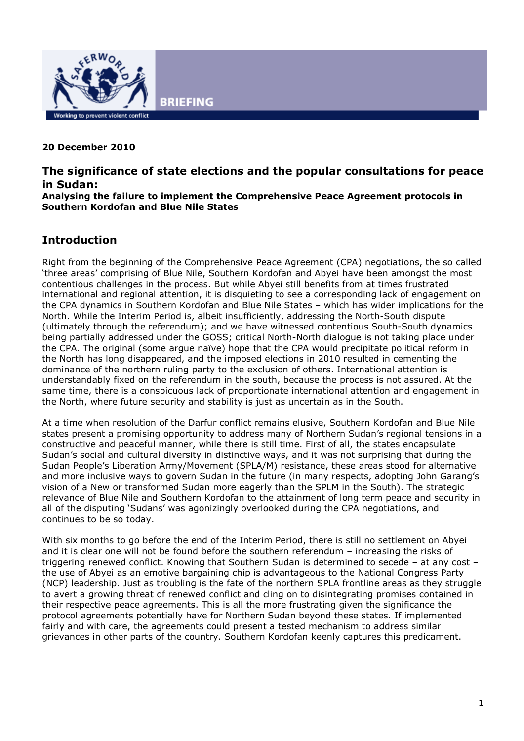**BRIEFING**

**20 December 2010**

## The significance of state elections and the popular consultations for peace in Sudan:

**Analysing the failure to implement the Comprehensive Peace Agreement protocols in Southern Kordofan and Blue Nile States**

## Introduction

Right from the beginning of the Comprehensive Peace Agreement (CPA) negotiations, the so called 'three areas' comprising of Blue Nile, Southern Kordofan and Abyei have been amongst the most contentious challenges in the process. But while Abyei still benefits from at times frustrated international and regional attention, it is disquieting to see a corresponding lack of engagement on the CPA dynamics in Southern Kordofan and Blue Nile States – which has wider implications for the North. While the Interim Period is, albeit insufficiently, addressing the North-South dispute (ultimately through the referendum); and we have witnessed contentious South-South dynamics being partially addressed under the GOSS; critical North-North dialogue is not taking place under the CPA. The original (some argue naïve) hope that the CPA would precipitate political reform in the North has long disappeared, and the imposed elections in 2010 resulted in cementing the dominance of the northern ruling party to the exclusion of others. International attention is understandably fixed on the referendum in the south, because the process is not assured. At the same time, there is a conspicuous lack of proportionate international attention and engagement in the North, where future security and stability is just as uncertain as in the South.

At a time when resolution of the Darfur conflict remains elusive, Southern Kordofan and Blue Nile states present a promising opportunity to address many of Northern Sudan's regional tensions in a constructive and peaceful manner, while there is still time. First of all, the states encapsulate Sudan's social and cultural diversity in distinctive ways, and it was not surprising that during the Sudan People's Liberation Army/Movement (SPLA/M) resistance, these areas stood for alternative and more inclusive ways to govern Sudan in the future (in many respects, adopting John Garang's vision of a New or transformed Sudan more eagerly than the SPLM in the South). The strategic relevance of Blue Nile and Southern Kordofan to the attainment of long term peace and security in all of the disputing 'Sudans' was agonizingly overlooked during the CPA negotiations, and continues to be so today.

With six months to go before the end of the Interim Period, there is still no settlement on Abyei and it is clear one will not be found before the southern referendum – increasing the risks of triggering renewed conflict. Knowing that Southern Sudan is determined to secede – at any cost – the use of Abyei as an emotive bargaining chip is advantageous to the National Congress Party (NCP) leadership. Just as troubling is the fate of the northern SPLA frontline areas as they struggle to avert a growing threat of renewed conflict and cling on to disintegrating promises contained in their respective peace agreements. This is all the more frustrating given the significance the protocol agreements potentially have for Northern Sudan beyond these states. If implemented fairly and with care, the agreements could present a tested mechanism to address similar grievances in other parts of the country. Southern Kordofan keenly captures this predicament.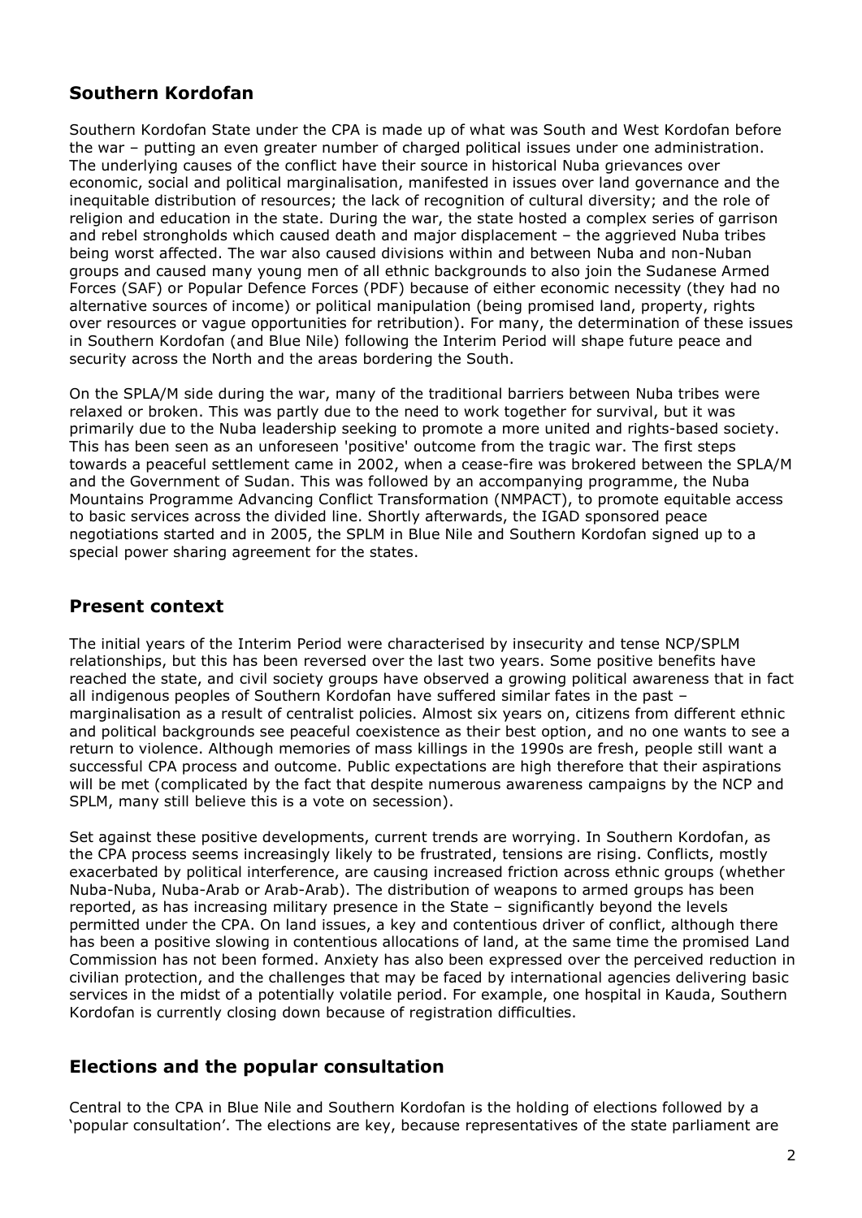## Southern Kordofan

Southern Kordofan State under the CPA is made up of what was South and West Kordofan before the war – putting an even greater number of charged political issues under one administration. The underlying causes of the conflict have their source in historical Nuba grievances over economic, social and political marginalisation, manifested in issues over land governance and the inequitable distribution of resources; the lack of recognition of cultural diversity; and the role of religion and education in the state. During the war, the state hosted a complex series of garrison and rebel strongholds which caused death and major displacement – the aggrieved Nuba tribes being worst affected. The war also caused divisions within and between Nuba and non-Nuban groups and caused many young men of all ethnic backgrounds to also join the Sudanese Armed Forces (SAF) or Popular Defence Forces (PDF) because of either economic necessity (they had no alternative sources of income) or political manipulation (being promised land, property, rights over resources or vague opportunities for retribution). For many, the determination of these issues in Southern Kordofan (and Blue Nile) following the Interim Period will shape future peace and security across the North and the areas bordering the South.

On the SPLA/M side during the war, many of the traditional barriers between Nuba tribes were relaxed or broken. This was partly due to the need to work together for survival, but it was primarily due to the Nuba leadership seeking to promote a more united and rights-based society. This has been seen as an unforeseen 'positive' outcome from the tragic war. The first steps towards a peaceful settlement came in 2002, when a cease-fire was brokered between the SPLA/M and the Government of Sudan. This was followed by an accompanying programme, the Nuba Mountains Programme Advancing Conflict Transformation (NMPACT), to promote equitable access to basic services across the divided line. Shortly afterwards, the IGAD sponsored peace negotiations started and in 2005, the SPLM in Blue Nile and Southern Kordofan signed up to a special power sharing agreement for the states.

## Present context

The initial years of the Interim Period were characterised by insecurity and tense NCP/SPLM relationships, but this has been reversed over the last two years. Some positive benefits have reached the state, and civil society groups have observed a growing political awareness that in fact all indigenous peoples of Southern Kordofan have suffered similar fates in the past – marginalisation as a result of centralist policies. Almost six years on, citizens from different ethnic and political backgrounds see peaceful coexistence as their best option, and no one wants to see a return to violence. Although memories of mass killings in the 1990s are fresh, people still want a successful CPA process and outcome. Public expectations are high therefore that their aspirations will be met (complicated by the fact that despite numerous awareness campaigns by the NCP and SPLM, many still believe this is a vote on secession).

Set against these positive developments, current trends are worrying. In Southern Kordofan, as the CPA process seems increasingly likely to be frustrated, tensions are rising. Conflicts, mostly exacerbated by political interference, are causing increased friction across ethnic groups (whether Nuba-Nuba, Nuba-Arab or Arab-Arab). The distribution of weapons to armed groups has been reported, as has increasing military presence in the State – significantly beyond the levels permitted under the CPA. On land issues, a key and contentious driver of conflict, although there has been a positive slowing in contentious allocations of land, at the same time the promised Land Commission has not been formed. Anxiety has also been expressed over the perceived reduction in civilian protection, and the challenges that may be faced by international agencies delivering basic services in the midst of a potentially volatile period. For example, one hospital in Kauda, Southern Kordofan is currently closing down because of registration difficulties.

## Elections and the popular consultation

Central to the CPA in Blue Nile and Southern Kordofan is the holding of elections followed by a 'popular consultation'. The elections are key, because representatives of the state parliament are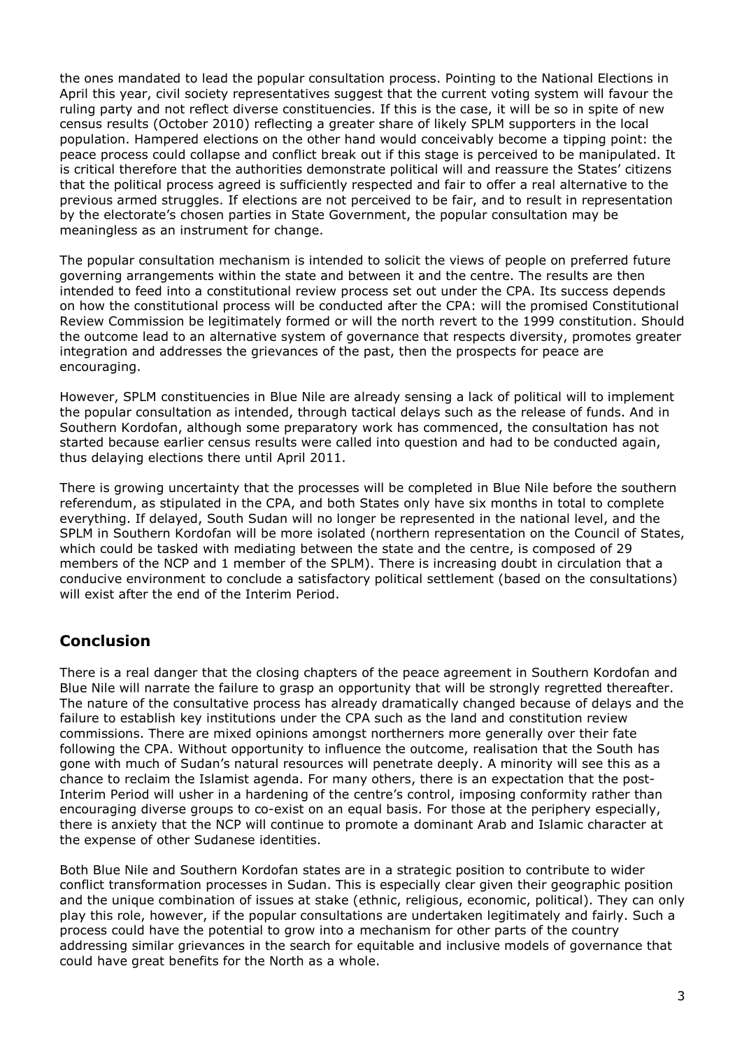the ones mandated to lead the popular consultation process. Pointing to the National Elections in April this year, civil society representatives suggest that the current voting system will favour the ruling party and not reflect diverse constituencies. If this is the case, it will be so in spite of new census results (October 2010) reflecting a greater share of likely SPLM supporters in the local population. Hampered elections on the other hand would conceivably become a tipping point: the peace process could collapse and conflict break out if this stage is perceived to be manipulated. It is critical therefore that the authorities demonstrate political will and reassure the States' citizens that the political process agreed is sufficiently respected and fair to offer a real alternative to the previous armed struggles. If elections are not perceived to be fair, and to result in representation by the electorate's chosen parties in State Government, the popular consultation may be meaningless as an instrument for change.

The popular consultation mechanism is intended to solicit the views of people on preferred future governing arrangements within the state and between it and the centre. The results are then intended to feed into a constitutional review process set out under the CPA. Its success depends on how the constitutional process will be conducted after the CPA: will the promised Constitutional Review Commission be legitimately formed or will the north revert to the 1999 constitution. Should the outcome lead to an alternative system of governance that respects diversity, promotes greater integration and addresses the grievances of the past, then the prospects for peace are encouraging.

However, SPLM constituencies in Blue Nile are already sensing a lack of political will to implement the popular consultation as intended, through tactical delays such as the release of funds. And in Southern Kordofan, although some preparatory work has commenced, the consultation has not started because earlier census results were called into question and had to be conducted again, thus delaying elections there until April 2011.

There is growing uncertainty that the processes will be completed in Blue Nile before the southern referendum, as stipulated in the CPA, and both States only have six months in total to complete everything. If delayed, South Sudan will no longer be represented in the national level, and the SPLM in Southern Kordofan will be more isolated (northern representation on the Council of States, which could be tasked with mediating between the state and the centre, is composed of 29 members of the NCP and 1 member of the SPLM). There is increasing doubt in circulation that a conducive environment to conclude a satisfactory political settlement (based on the consultations) will exist after the end of the Interim Period.

## Conclusion

There is a real danger that the closing chapters of the peace agreement in Southern Kordofan and Blue Nile will narrate the failure to grasp an opportunity that will be strongly regretted thereafter. The nature of the consultative process has already dramatically changed because of delays and the failure to establish key institutions under the CPA such as the land and constitution review commissions. There are mixed opinions amongst northerners more generally over their fate following the CPA. Without opportunity to influence the outcome, realisation that the South has gone with much of Sudan's natural resources will penetrate deeply. A minority will see this as a chance to reclaim the Islamist agenda. For many others, there is an expectation that the post-Interim Period will usher in a hardening of the centre's control, imposing conformity rather than encouraging diverse groups to co-exist on an equal basis. For those at the periphery especially, there is anxiety that the NCP will continue to promote a dominant Arab and Islamic character at the expense of other Sudanese identities.

Both Blue Nile and Southern Kordofan states are in a strategic position to contribute to wider conflict transformation processes in Sudan. This is especially clear given their geographic position and the unique combination of issues at stake (ethnic, religious, economic, political). They can only play this role, however, if the popular consultations are undertaken legitimately and fairly. Such a process could have the potential to grow into a mechanism for other parts of the country addressing similar grievances in the search for equitable and inclusive models of governance that could have great benefits for the North as a whole.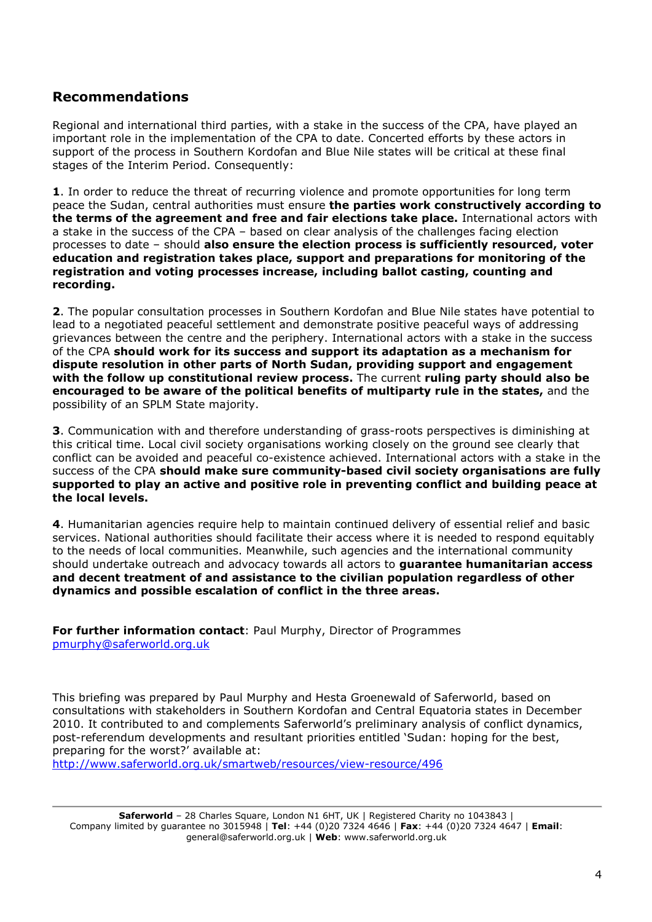## Recommendations

Regional and international third parties, with a stake in the success of the CPA, have played an important role in the implementation of the CPA to date. Concerted efforts by these actors in support of the process in Southern Kordofan and Blue Nile states will be critical at these final stages of the Interim Period. Consequently:

**1**. In order to reduce the threat of recurring violence and promote opportunities for long term peace the Sudan, central authorities must ensure **the parties work constructively according to the terms of the agreement and free and fair elections take place.** International actors with a stake in the success of the CPA – based on clear analysis of the challenges facing election processes to date – should **also ensure the election process is sufficiently resourced, voter education and registration takes place, support and preparations for monitoring of the registration and voting processes increase, including ballot casting, counting and recording.**

**2**. The popular consultation processes in Southern Kordofan and Blue Nile states have potential to lead to a negotiated peaceful settlement and demonstrate positive peaceful ways of addressing grievances between the centre and the periphery. International actors with a stake in the success of the CPA **should work for its success and support its adaptation as a mechanism for dispute resolution in other parts of North Sudan, providing support and engagement with the follow up constitutional review process.** The current **ruling party should also be encouraged to be aware of the political benefits of multiparty rule in the states,** and the possibility of an SPLM State majority.

**3**. Communication with and therefore understanding of grass-roots perspectives is diminishing at this critical time. Local civil society organisations working closely on the ground see clearly that conflict can be avoided and peaceful co-existence achieved. International actors with a stake in the success of the CPA **should make sure community-based civil society organisations are fully supported to play an active and positive role in preventing conflict and building peace at the local levels.**

**4**. Humanitarian agencies require help to maintain continued delivery of essential relief and basic services. National authorities should facilitate their access where it is needed to respond equitably to the needs of local communities. Meanwhile, such agencies and the international community should undertake outreach and advocacy towards all actors to **guarantee humanitarian access and decent treatment of and assistance to the civilian population regardless of other dynamics and possible escalation of conflict in the three areas.**

**For further information contact**: Paul Murphy, Director of Programmes
pmurphy@saferworld.org.uk

This briefing was prepared by Paul Murphy and Hesta Groenewald of Saferworld, based on consultations with stakeholders in Southern Kordofan and Central Equatoria states in December 2010. It contributed to and complements Saferworld's preliminary analysis of conflict dynamics, post-referendum developments and resultant priorities entitled 'Sudan: hoping for the best, preparing for the worst?' available at:
http://www.saferworld.org.uk/smartweb/resources/view-resource/496

**Saferworld** – 28 Charles Square, London N1 6HT, UK | Registered Charity no 1043843 | Company limited by guarantee no 3015948 | **Tel**: +44 (0)20 7324 4646 | **Fax**: +44 (0)20 7324 4647 | **Email**: general@saferworld.org.uk | **Web**: www.saferworld.org.uk